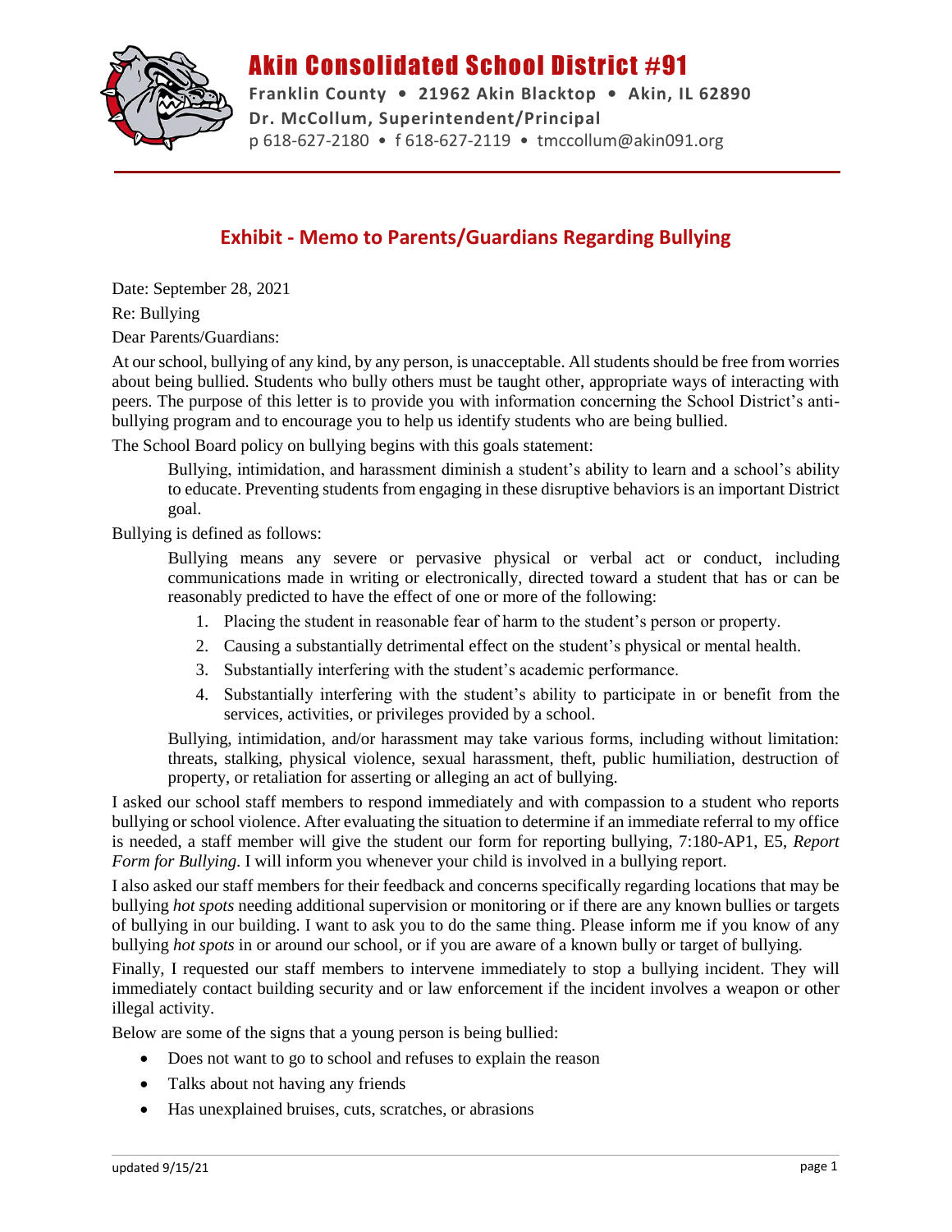# Akin Consolidated School District #91

**Franklin County • 21962 Akin Blacktop • Akin, IL 62890**
**Dr. McCollum, Superintendent/Principal**
p 618-627-2180 • f 618-627-2119 • tmccollum@akin091.org

## Exhibit - Memo to Parents/Guardians Regarding Bullying

Date: September 28, 2021

Re: Bullying

Dear Parents/Guardians:

At our school, bullying of any kind, by any person, is unacceptable. All students should be free from worries about being bullied. Students who bully others must be taught other, appropriate ways of interacting with peers. The purpose of this letter is to provide you with information concerning the School District's anti-bullying program and to encourage you to help us identify students who are being bullied.

The School Board policy on bullying begins with this goals statement:

> Bullying, intimidation, and harassment diminish a student's ability to learn and a school's ability to educate. Preventing students from engaging in these disruptive behaviors is an important District goal.

Bullying is defined as follows:

> Bullying means any severe or pervasive physical or verbal act or conduct, including communications made in writing or electronically, directed toward a student that has or can be reasonably predicted to have the effect of one or more of the following:
>
> 1. Placing the student in reasonable fear of harm to the student's person or property.
> 2. Causing a substantially detrimental effect on the student's physical or mental health.
> 3. Substantially interfering with the student's academic performance.
> 4. Substantially interfering with the student's ability to participate in or benefit from the services, activities, or privileges provided by a school.
>
> Bullying, intimidation, and/or harassment may take various forms, including without limitation: threats, stalking, physical violence, sexual harassment, theft, public humiliation, destruction of property, or retaliation for asserting or alleging an act of bullying.

I asked our school staff members to respond immediately and with compassion to a student who reports bullying or school violence. After evaluating the situation to determine if an immediate referral to my office is needed, a staff member will give the student our form for reporting bullying, 7:180-AP1, E5, *Report Form for Bullying*. I will inform you whenever your child is involved in a bullying report.

I also asked our staff members for their feedback and concerns specifically regarding locations that may be bullying *hot spots* needing additional supervision or monitoring or if there are any known bullies or targets of bullying in our building. I want to ask you to do the same thing. Please inform me if you know of any bullying *hot spots* in or around our school, or if you are aware of a known bully or target of bullying.

Finally, I requested our staff members to intervene immediately to stop a bullying incident. They will immediately contact building security and or law enforcement if the incident involves a weapon or other illegal activity.

Below are some of the signs that a young person is being bullied:

- Does not want to go to school and refuses to explain the reason
- Talks about not having any friends
- Has unexplained bruises, cuts, scratches, or abrasions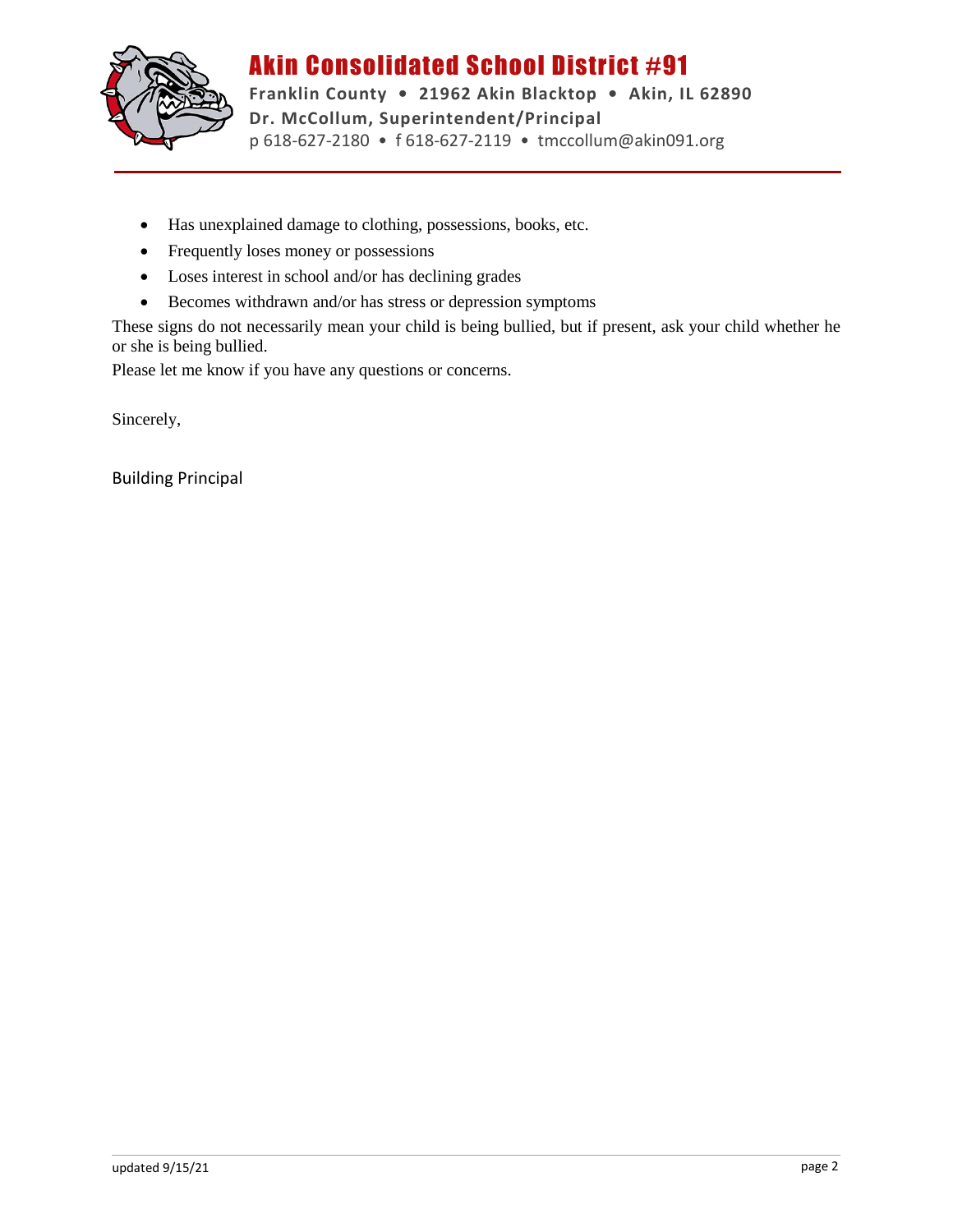# Akin Consolidated School District #91

**Franklin County • 21962 Akin Blacktop • Akin, IL 62890**
**Dr. McCollum, Superintendent/Principal**
p 618-627-2180 • f 618-627-2119 • tmccollum@akin091.org

- Has unexplained damage to clothing, possessions, books, etc.
- Frequently loses money or possessions
- Loses interest in school and/or has declining grades
- Becomes withdrawn and/or has stress or depression symptoms

These signs do not necessarily mean your child is being bullied, but if present, ask your child whether he or she is being bullied.

Please let me know if you have any questions or concerns.

Sincerely,

Building Principal

updated 9/15/21